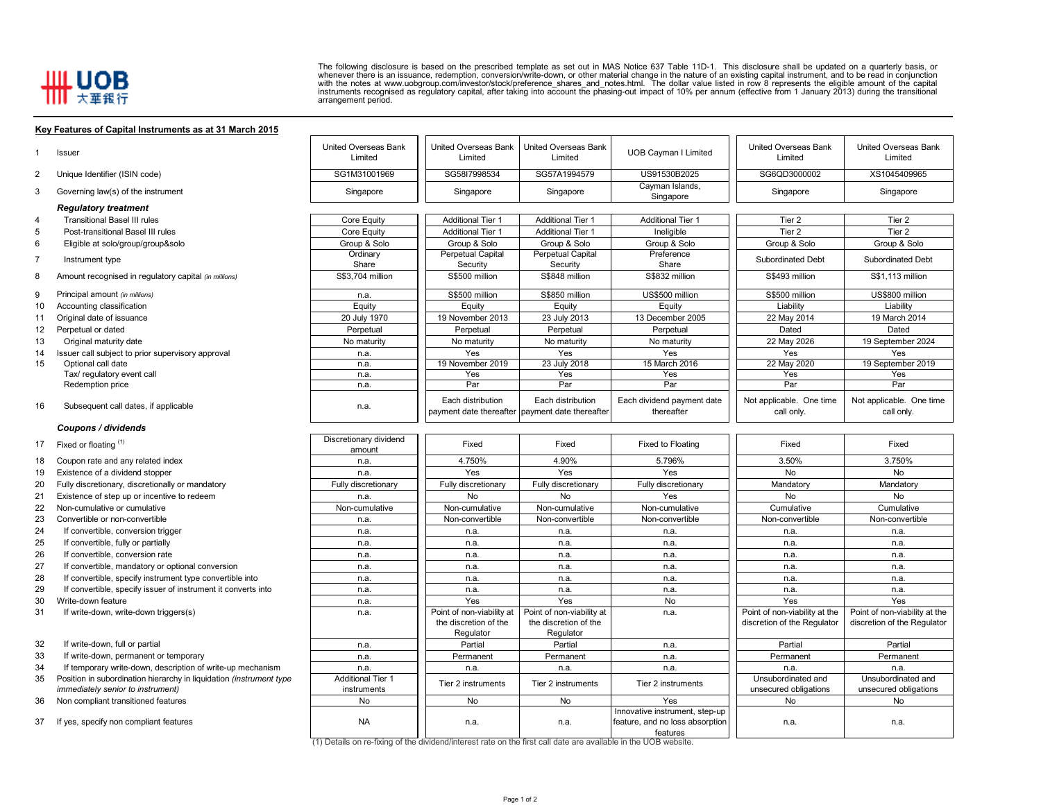UOB 大華銀行

The following disclosure is based on the prescribed template as set out in MAS Notice 637 Table 11D-1. This disclosure shall be updated on a quarterly basis, or whenever there is an issuance, redemption, conversion/write-down, or other material change in the nature of an existing capital instrument, and to be read in conjunction with the notes at www.uobgroup.com/investor/stock/preference_shares_and_notes.html. The dollar value listed in row 8 represents the eligible amount of the capital instruments recognised as regulatory capital, after taking into account the phasing-out impact of 10% per annum (effective from 1 January 2013) during the transitional arrangement period.

**Key Features of Capital Instruments as at 31 March 2015**

| No. | Feature | | | | | | |
|---|---|---|---|---|---|---|---|
| 1 | Issuer | United Overseas Bank Limited | United Overseas Bank Limited | United Overseas Bank Limited | UOB Cayman I Limited | United Overseas Bank Limited | United Overseas Bank Limited |
| 2 | Unique Identifier (ISIN code) | SG1M31001969 | SG58I7998534 | SG57A1994579 | US91530B2025 | SG6QD3000002 | XS1045409965 |
| 3 | Governing law(s) of the instrument | Singapore | Singapore | Singapore | Cayman Islands, Singapore | Singapore | Singapore |
| | ***Regulatory treatment*** | | | | | | |
| 4 | Transitional Basel III rules | Core Equity | Additional Tier 1 | Additional Tier 1 | Additional Tier 1 | Tier 2 | Tier 2 |
| 5 | Post-transitional Basel III rules | Core Equity | Additional Tier 1 | Additional Tier 1 | Ineligible | Tier 2 | Tier 2 |
| 6 | Eligible at solo/group/group&solo | Group & Solo | Group & Solo | Group & Solo | Group & Solo | Group & Solo | Group & Solo |
| 7 | Instrument type | Ordinary Share | Perpetual Capital Security | Perpetual Capital Security | Preference Share | Subordinated Debt | Subordinated Debt |
| 8 | Amount recognised in regulatory capital *(in millions)* | S$3,704 million | S$500 million | S$848 million | S$832 million | S$493 million | S$1,113 million |
| 9 | Principal amount *(in millions)* | n.a. | S$500 million | S$850 million | US$500 million | S$500 million | US$800 million |
| 10 | Accounting classification | Equity | Equity | Equity | Equity | Liability | Liability |
| 11 | Original date of issuance | 20 July 1970 | 19 November 2013 | 23 July 2013 | 13 December 2005 | 22 May 2014 | 19 March 2014 |
| 12 | Perpetual or dated | Perpetual | Perpetual | Perpetual | Perpetual | Dated | Dated |
| 13 | Original maturity date | No maturity | No maturity | No maturity | No maturity | 22 May 2026 | 19 September 2024 |
| 14 | Issuer call subject to prior supervisory approval | n.a. | Yes | Yes | Yes | Yes | Yes |
| 15 | Optional call date | n.a. | 19 November 2019 | 23 July 2018 | 15 March 2016 | 22 May 2020 | 19 September 2019 |
| | Tax/ regulatory event call | n.a. | Yes | Yes | Yes | Yes | Yes |
| | Redemption price | n.a. | Par | Par | Par | Par | Par |
| 16 | Subsequent call dates, if applicable | n.a. | Each distribution payment date thereafter | Each distribution payment date thereafter | Each dividend payment date thereafter | Not applicable. One time call only. | Not applicable. One time call only. |
| | ***Coupons / dividends*** | | | | | | |
| 17 | Fixed or floating [(1)] | Discretionary dividend amount | Fixed | Fixed | Fixed to Floating | Fixed | Fixed |
| 18 | Coupon rate and any related index | n.a. | 4.750% | 4.90% | 5.796% | 3.50% | 3.750% |
| 19 | Existence of a dividend stopper | n.a. | Yes | Yes | Yes | No | No |
| 20 | Fully discretionary, discretionally or mandatory | Fully discretionary | Fully discretionary | Fully discretionary | Fully discretionary | Mandatory | Mandatory |
| 21 | Existence of step up or incentive to redeem | n.a. | No | No | Yes | No | No |
| 22 | Non-cumulative or cumulative | Non-cumulative | Non-cumulative | Non-cumulative | Non-cumulative | Cumulative | Cumulative |
| 23 | Convertible or non-convertible | n.a. | Non-convertible | Non-convertible | Non-convertible | Non-convertible | Non-convertible |
| 24 | If convertible, conversion trigger | n.a. | n.a. | n.a. | n.a. | n.a. | n.a. |
| 25 | If convertible, fully or partially | n.a. | n.a. | n.a. | n.a. | n.a. | n.a. |
| 26 | If convertible, conversion rate | n.a. | n.a. | n.a. | n.a. | n.a. | n.a. |
| 27 | If convertible, mandatory or optional conversion | n.a. | n.a. | n.a. | n.a. | n.a. | n.a. |
| 28 | If convertible, specify instrument type convertible into | n.a. | n.a. | n.a. | n.a. | n.a. | n.a. |
| 29 | If convertible, specify issuer of instrument it converts into | n.a. | n.a. | n.a. | n.a. | n.a. | n.a. |
| 30 | Write-down feature | n.a. | Yes | Yes | No | Yes | Yes |
| 31 | If write-down, write-down triggers(s) | n.a. | Point of non-viability at the discretion of the Regulator | Point of non-viability at the discretion of the Regulator | n.a. | Point of non-viability at the discretion of the Regulator | Point of non-viability at the discretion of the Regulator |
| 32 | If write-down, full or partial | n.a. | Partial | Partial | n.a. | Partial | Partial |
| 33 | If write-down, permanent or temporary | n.a. | Permanent | Permanent | n.a. | Permanent | Permanent |
| 34 | If temporary write-down, description of write-up mechanism | n.a. | n.a. | n.a. | n.a. | n.a. | n.a. |
| 35 | Position in subordination hierarchy in liquidation *(instrument type immediately senior to instrument)* | Additional Tier 1 instruments | Tier 2 instruments | Tier 2 instruments | Tier 2 instruments | Unsubordinated and unsecured obligations | Unsubordinated and unsecured obligations |
| 36 | Non compliant transitioned features | No | No | No | Yes | No | No |
| 37 | If yes, specify non compliant features | NA | n.a. | n.a. | Innovative instrument, step-up feature, and no loss absorption features | n.a. | n.a. |

(1) Details on re-fixing of the dividend/interest rate on the first call date are available in the UOB website.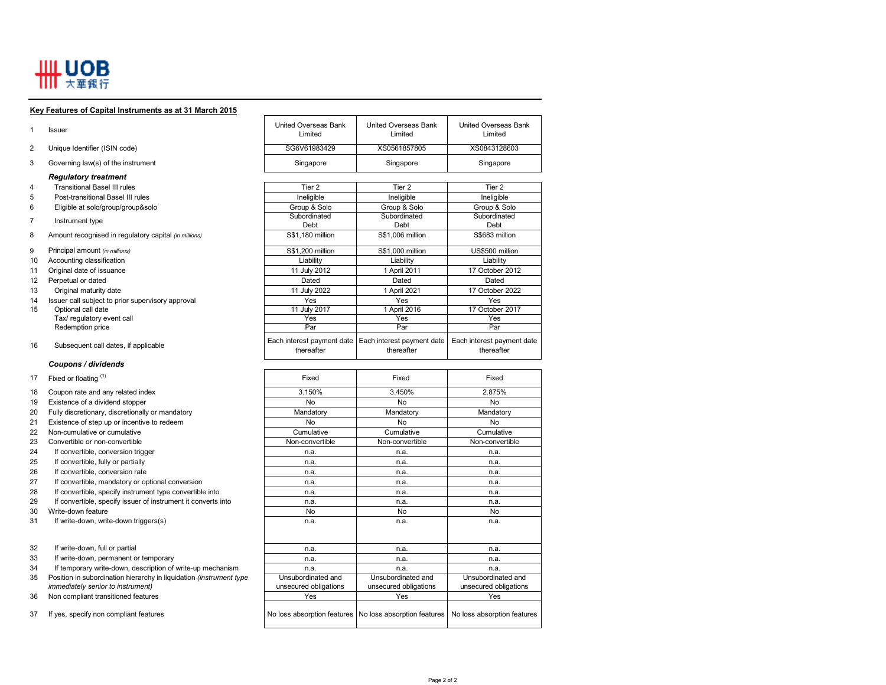UOB 大華銀行

**Key Features of Capital Instruments as at 31 March 2015**

| | | | | |
|---|---|---|---|---|
| 1 | Issuer | United Overseas Bank Limited | United Overseas Bank Limited | United Overseas Bank Limited |
| 2 | Unique Identifier (ISIN code) | SG6V61983429 | XS0561857805 | XS0843128603 |
| 3 | Governing law(s) of the instrument | Singapore | Singapore | Singapore |
| | ***Regulatory treatment*** | | | |
| 4 | Transitional Basel III rules | Tier 2 | Tier 2 | Tier 2 |
| 5 | Post-transitional Basel III rules | Ineligible | Ineligible | Ineligible |
| 6 | Eligible at solo/group/group&solo | Group & Solo | Group & Solo | Group & Solo |
| 7 | Instrument type | Subordinated Debt | Subordinated Debt | Subordinated Debt |
| 8 | Amount recognised in regulatory capital *(in millions)* | S$1,180 million | S$1,006 million | S$683 million |
| 9 | Principal amount *(in millions)* | S$1,200 million | S$1,000 million | US$500 million |
| 10 | Accounting classification | Liability | Liability | Liability |
| 11 | Original date of issuance | 11 July 2012 | 1 April 2011 | 17 October 2012 |
| 12 | Perpetual or dated | Dated | Dated | Dated |
| 13 | Original maturity date | 11 July 2022 | 1 April 2021 | 17 October 2022 |
| 14 | Issuer call subject to prior supervisory approval | Yes | Yes | Yes |
| 15 | Optional call date | 11 July 2017 | 1 April 2016 | 17 October 2017 |
| | Tax/ regulatory event call | Yes | Yes | Yes |
| | Redemption price | Par | Par | Par |
| 16 | Subsequent call dates, if applicable | Each interest payment date thereafter | Each interest payment date thereafter | Each interest payment date thereafter |
| | ***Coupons / dividends*** | | | |
| 17 | Fixed or floating [1] | Fixed | Fixed | Fixed |
| 18 | Coupon rate and any related index | 3.150% | 3.450% | 2.875% |
| 19 | Existence of a dividend stopper | No | No | No |
| 20 | Fully discretionary, discretionally or mandatory | Mandatory | Mandatory | Mandatory |
| 21 | Existence of step up or incentive to redeem | No | No | No |
| 22 | Non-cumulative or cumulative | Cumulative | Cumulative | Cumulative |
| 23 | Convertible or non-convertible | Non-convertible | Non-convertible | Non-convertible |
| 24 | If convertible, conversion trigger | n.a. | n.a. | n.a. |
| 25 | If convertible, fully or partially | n.a. | n.a. | n.a. |
| 26 | If convertible, conversion rate | n.a. | n.a. | n.a. |
| 27 | If convertible, mandatory or optional conversion | n.a. | n.a. | n.a. |
| 28 | If convertible, specify instrument type convertible into | n.a. | n.a. | n.a. |
| 29 | If convertible, specify issuer of instrument it converts into | n.a. | n.a. | n.a. |
| 30 | Write-down feature | No | No | No |
| 31 | If write-down, write-down triggers(s) | n.a. | n.a. | n.a. |
| 32 | If write-down, full or partial | n.a. | n.a. | n.a. |
| 33 | If write-down, permanent or temporary | n.a. | n.a. | n.a. |
| 34 | If temporary write-down, description of write-up mechanism | n.a. | n.a. | n.a. |
| 35 | Position in subordination hierarchy in liquidation *(instrument type immediately senior to instrument)* | Unsubordinated and unsecured obligations | Unsubordinated and unsecured obligations | Unsubordinated and unsecured obligations |
| 36 | Non compliant transitioned features | Yes | Yes | Yes |
| 37 | If yes, specify non compliant features | No loss absorption features | No loss absorption features | No loss absorption features |